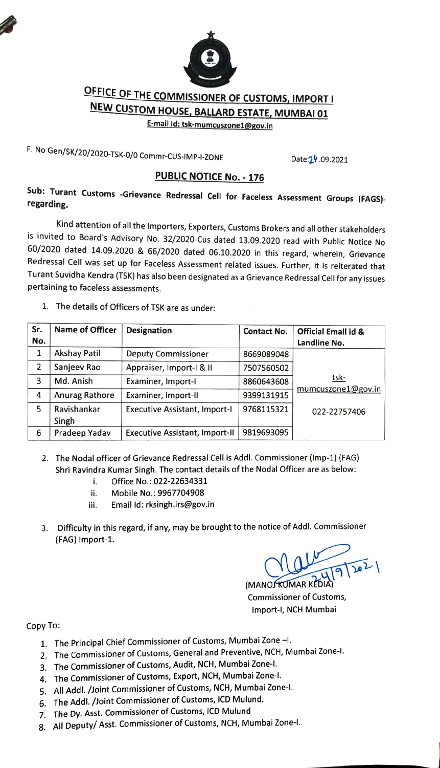# OFFICE OF THE COMMISSIONER OF CUSTOMS, IMPORT I

## NEW CUSTOM HOUSE, BALLARD ESTATE, MUMBAI 01

**E-mail Id: tsk-mumcuszone1@gov.in**

F. No Gen/SK/20/2020-TSK-0/0 Commr-CUS-IMP-I-ZONE

Date: 24.09.2021

## PUBLIC NOTICE No. - 176

**Sub: Turant Customs -Grievance Redressal Cell for Faceless Assessment Groups (FAGS)-regarding.**

Kind attention of all the Importers, Exporters, Customs Brokers and all other stakeholders is invited to Board's Advisory No. 32/2020-Cus dated 13.09.2020 read with Public Notice No 60/2020 dated 14.09.2020 & 66/2020 dated 06.10.2020 in this regard, wherein, Grievance Redressal Cell was set up for Faceless Assessment related issues. Further, it is reiterated that Turant Suvidha Kendra (TSK) has also been designated as a Grievance Redressal Cell for any issues pertaining to faceless assessments.

1. The details of Officers of TSK are as under:

| Sr. No. | Name of Officer | Designation | Contact No. | Official Email id & Landline No. |
|---|---|---|---|---|
| 1 | Akshay Patil | Deputy Commissioner | 8669089048 | tsk-mumcuszone1@gov.in<br>022-22757406 |
| 2 | Sanjeev Rao | Appraiser, Import-I & II | 7507560502 | |
| 3 | Md. Anish | Examiner, Import-I | 8860643608 | |
| 4 | Anurag Rathore | Examiner, Import-II | 9399131915 | |
| 5 | Ravishankar Singh | Executive Assistant, Import-I | 9768115321 | |
| 6 | Pradeep Yadav | Executive Assistant, Import-II | 9819693095 | |

2. The Nodal officer of Grievance Redressal Cell is Addl. Commissioner (Imp-1) (FAG) Shri Ravindra Kumar Singh. The contact details of the Nodal Officer are as below:
   1. Office No.: 022-22634331
   2. Mobile No.: 9967704908
   3. Email Id: rksingh.irs@gov.in

3. Difficulty in this regard, if any, may be brought to the notice of Addl. Commissioner (FAG) Import-1.

24/9/2021

(MANOJ KUMAR KEDIA)
Commissioner of Customs,
Import-I, NCH Mumbai

Copy To:

1. The Principal Chief Commissioner of Customs, Mumbai Zone –I.
2. The Commissioner of Customs, General and Preventive, NCH, Mumbai Zone-I.
3. The Commissioner of Customs, Audit, NCH, Mumbai Zone-I.
4. The Commissioner of Customs, Export, NCH, Mumbai Zone-I.
5. All Addl. /Joint Commissioner of Customs, NCH, Mumbai Zone-I.
6. The Addl. /Joint Commissioner of Customs, ICD Mulund.
7. The Dy. Asst. Commissioner of Customs, ICD Mulund
8. All Deputy/ Asst. Commissioner of Customs, NCH, Mumbai Zone-I.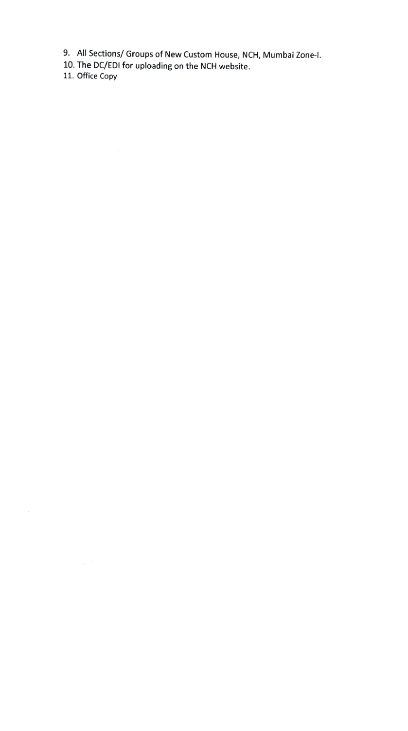9. All Sections/ Groups of New Custom House, NCH, Mumbai Zone-I.
10. The DC/EDI for uploading on the NCH website.
11. Office Copy